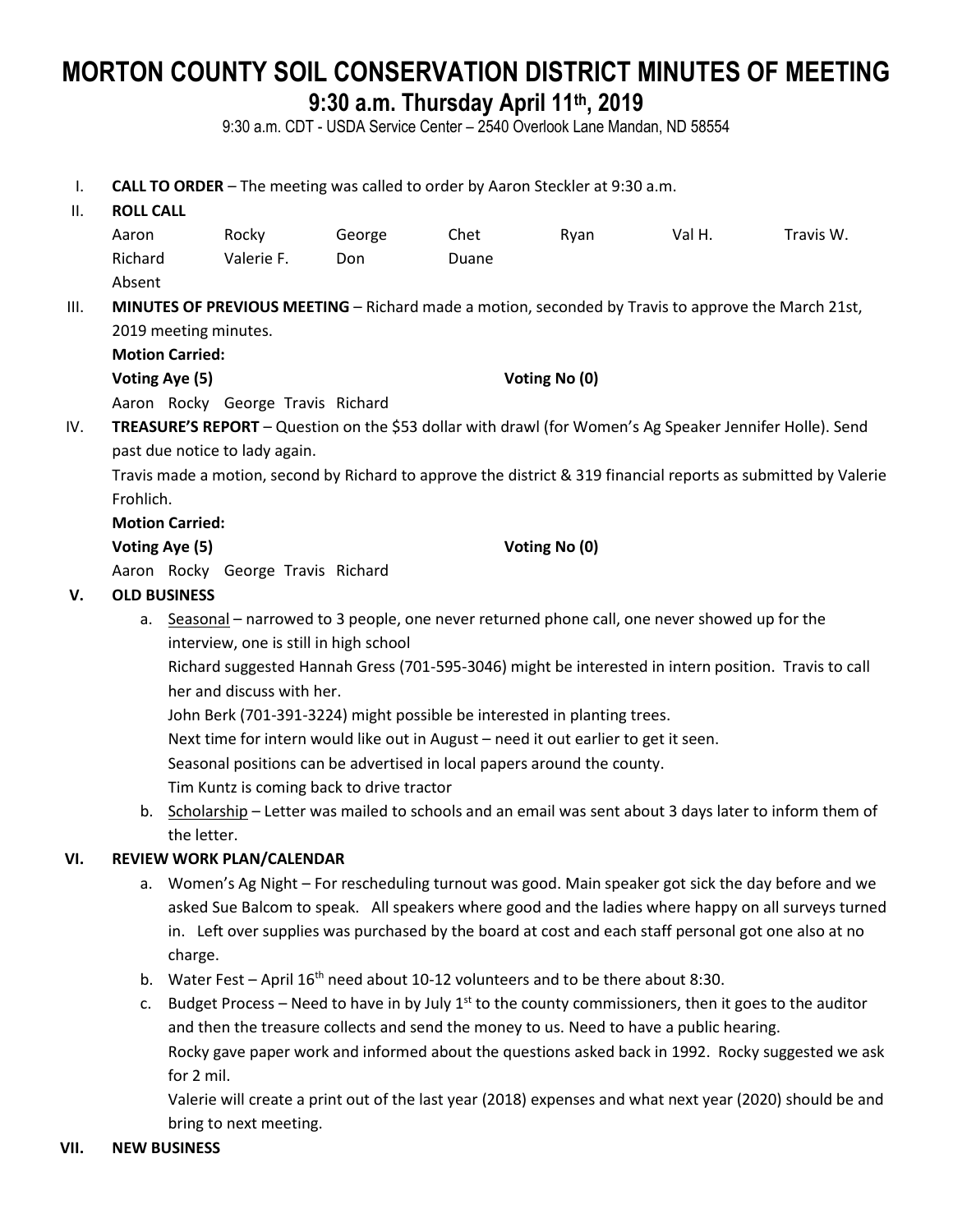# MORTON COUNTY SOIL CONSERVATION DISTRICT MINUTES OF MEETING

## 9:30 a.m. Thursday April 11th, 2019

9:30 a.m. CDT - USDA Service Center – 2540 Overlook Lane Mandan, ND 58554

I. **CALL TO ORDER** – The meeting was called to order by Aaron Steckler at 9:30 a.m.

II. **ROLL CALL**

| Aaron | Rocky | George | Chet | Ryan | Val H. | Travis W. |
|---|---|---|---|---|---|---|
| Richard | Valerie F. | Don | Duane | | | |

Absent

III. **MINUTES OF PREVIOUS MEETING** – Richard made a motion, seconded by Travis to approve the March 21st, 2019 meeting minutes.

**Motion Carried:**

**Voting Aye (5)** **Voting No (0)**

Aaron Rocky George Travis Richard

IV. **TREASURE'S REPORT** – Question on the $53 dollar with drawl (for Women's Ag Speaker Jennifer Holle). Send past due notice to lady again.

Travis made a motion, second by Richard to approve the district & 319 financial reports as submitted by Valerie Frohlich.

**Motion Carried:**

**Voting Aye (5)** **Voting No (0)**

Aaron Rocky George Travis Richard

**V. OLD BUSINESS**

a. Seasonal – narrowed to 3 people, one never returned phone call, one never showed up for the interview, one is still in high school
   Richard suggested Hannah Gress (701-595-3046) might be interested in intern position. Travis to call her and discuss with her.
   John Berk (701-391-3224) might possible be interested in planting trees.
   Next time for intern would like out in August – need it out earlier to get it seen.
   Seasonal positions can be advertised in local papers around the county.
   Tim Kuntz is coming back to drive tractor

b. Scholarship – Letter was mailed to schools and an email was sent about 3 days later to inform them of the letter.

**VI. REVIEW WORK PLAN/CALENDAR**

a. Women's Ag Night – For rescheduling turnout was good. Main speaker got sick the day before and we asked Sue Balcom to speak. All speakers where good and the ladies where happy on all surveys turned in. Left over supplies was purchased by the board at cost and each staff personal got one also at no charge.

b. Water Fest – April 16th need about 10-12 volunteers and to be there about 8:30.

c. Budget Process – Need to have in by July 1st to the county commissioners, then it goes to the auditor and then the treasure collects and send the money to us. Need to have a public hearing.
   Rocky gave paper work and informed about the questions asked back in 1992. Rocky suggested we ask for 2 mil.
   Valerie will create a print out of the last year (2018) expenses and what next year (2020) should be and bring to next meeting.

**VII. NEW BUSINESS**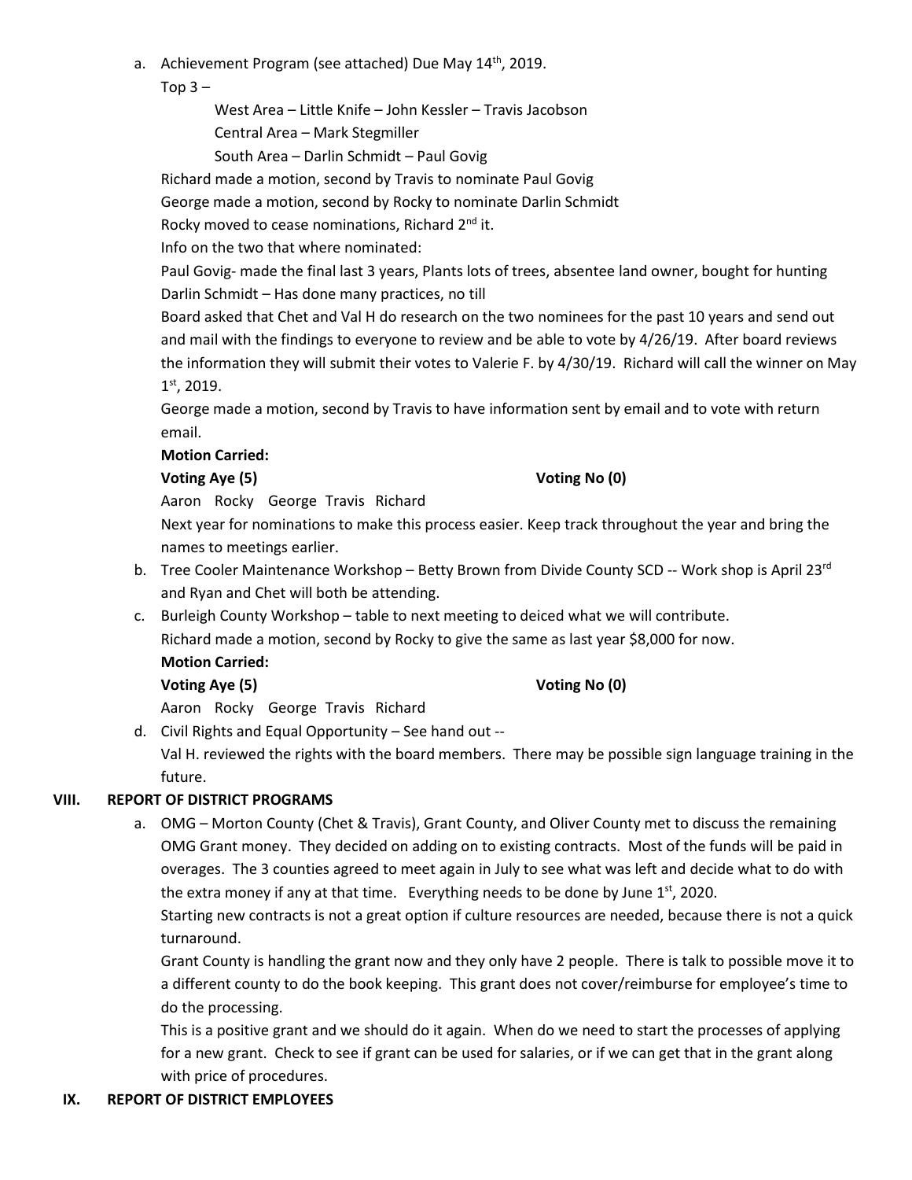a. Achievement Program (see attached) Due May 14th, 2019.

   Top 3 –

   West Area – Little Knife – John Kessler – Travis Jacobson

   Central Area – Mark Stegmiller

   South Area – Darlin Schmidt – Paul Govig

   Richard made a motion, second by Travis to nominate Paul Govig

   George made a motion, second by Rocky to nominate Darlin Schmidt

   Rocky moved to cease nominations, Richard 2nd it.

   Info on the two that where nominated:

   Paul Govig- made the final last 3 years, Plants lots of trees, absentee land owner, bought for hunting

   Darlin Schmidt – Has done many practices, no till

   Board asked that Chet and Val H do research on the two nominees for the past 10 years and send out and mail with the findings to everyone to review and be able to vote by 4/26/19. After board reviews the information they will submit their votes to Valerie F. by 4/30/19. Richard will call the winner on May 1st, 2019.

   George made a motion, second by Travis to have information sent by email and to vote with return email.

   **Motion Carried:**

   **Voting Aye (5)** **Voting No (0)**

   Aaron Rocky George Travis Richard

   Next year for nominations to make this process easier. Keep track throughout the year and bring the names to meetings earlier.

b. Tree Cooler Maintenance Workshop – Betty Brown from Divide County SCD -- Work shop is April 23rd and Ryan and Chet will both be attending.

c. Burleigh County Workshop – table to next meeting to deiced what we will contribute.

   Richard made a motion, second by Rocky to give the same as last year $8,000 for now.

   **Motion Carried:**

   **Voting Aye (5)** **Voting No (0)**

   Aaron Rocky George Travis Richard

d. Civil Rights and Equal Opportunity – See hand out --

   Val H. reviewed the rights with the board members. There may be possible sign language training in the future.

## VIII. REPORT OF DISTRICT PROGRAMS

a. OMG – Morton County (Chet & Travis), Grant County, and Oliver County met to discuss the remaining OMG Grant money. They decided on adding on to existing contracts. Most of the funds will be paid in overages. The 3 counties agreed to meet again in July to see what was left and decide what to do with the extra money if any at that time. Everything needs to be done by June 1st, 2020.

   Starting new contracts is not a great option if culture resources are needed, because there is not a quick turnaround.

   Grant County is handling the grant now and they only have 2 people. There is talk to possible move it to a different county to do the book keeping. This grant does not cover/reimburse for employee's time to do the processing.

   This is a positive grant and we should do it again. When do we need to start the processes of applying for a new grant. Check to see if grant can be used for salaries, or if we can get that in the grant along with price of procedures.

## IX. REPORT OF DISTRICT EMPLOYEES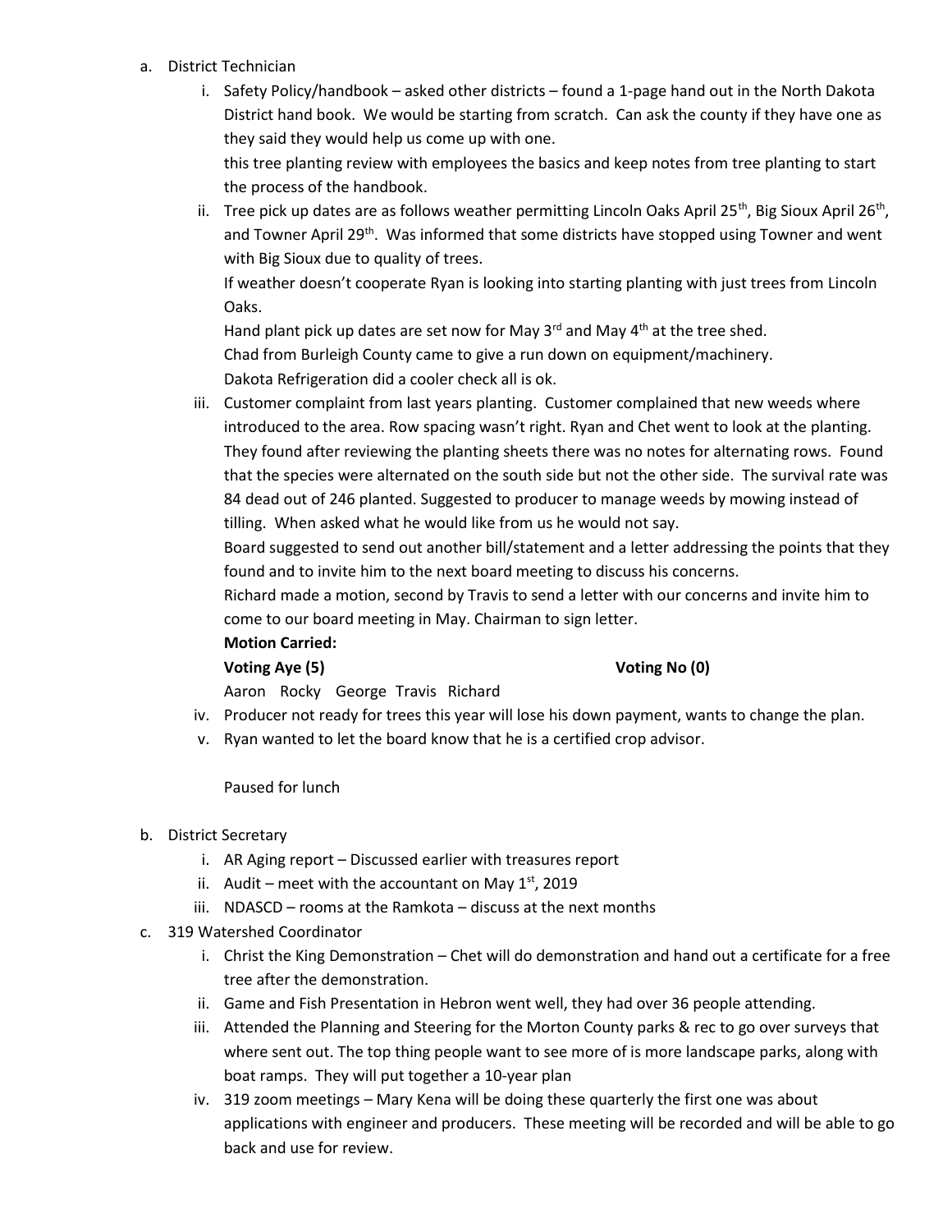a. District Technician
   i. Safety Policy/handbook – asked other districts – found a 1-page hand out in the North Dakota District hand book. We would be starting from scratch. Can ask the county if they have one as they said they would help us come up with one.
      this tree planting review with employees the basics and keep notes from tree planting to start the process of the handbook.
   ii. Tree pick up dates are as follows weather permitting Lincoln Oaks April 25th, Big Sioux April 26th, and Towner April 29th. Was informed that some districts have stopped using Towner and went with Big Sioux due to quality of trees.
      If weather doesn't cooperate Ryan is looking into starting planting with just trees from Lincoln Oaks.
      Hand plant pick up dates are set now for May 3rd and May 4th at the tree shed.
      Chad from Burleigh County came to give a run down on equipment/machinery.
      Dakota Refrigeration did a cooler check all is ok.
   iii. Customer complaint from last years planting. Customer complained that new weeds where introduced to the area. Row spacing wasn't right. Ryan and Chet went to look at the planting. They found after reviewing the planting sheets there was no notes for alternating rows. Found that the species were alternated on the south side but not the other side. The survival rate was 84 dead out of 246 planted. Suggested to producer to manage weeds by mowing instead of tilling. When asked what he would like from us he would not say.
      Board suggested to send out another bill/statement and a letter addressing the points that they found and to invite him to the next board meeting to discuss his concerns.
      Richard made a motion, second by Travis to send a letter with our concerns and invite him to come to our board meeting in May. Chairman to sign letter.
      **Motion Carried:**
      **Voting Aye (5)** **Voting No (0)**
      Aaron Rocky George Travis Richard
   iv. Producer not ready for trees this year will lose his down payment, wants to change the plan.
   v. Ryan wanted to let the board know that he is a certified crop advisor.

      Paused for lunch

b. District Secretary
   i. AR Aging report – Discussed earlier with treasures report
   ii. Audit – meet with the accountant on May 1st, 2019
   iii. NDASCD – rooms at the Ramkota – discuss at the next months

c. 319 Watershed Coordinator
   i. Christ the King Demonstration – Chet will do demonstration and hand out a certificate for a free tree after the demonstration.
   ii. Game and Fish Presentation in Hebron went well, they had over 36 people attending.
   iii. Attended the Planning and Steering for the Morton County parks & rec to go over surveys that where sent out. The top thing people want to see more of is more landscape parks, along with boat ramps. They will put together a 10-year plan
   iv. 319 zoom meetings – Mary Kena will be doing these quarterly the first one was about applications with engineer and producers. These meeting will be recorded and will be able to go back and use for review.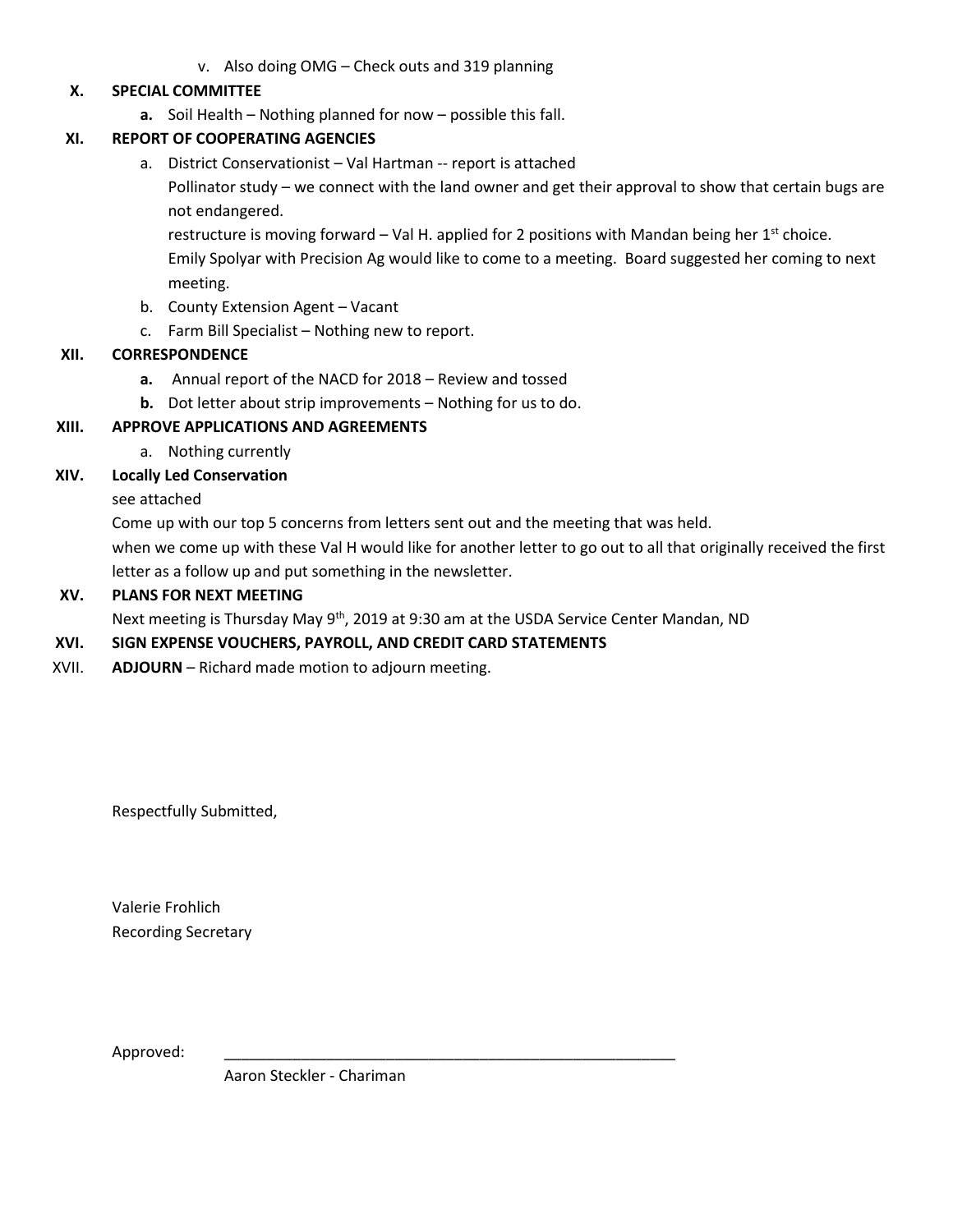v. Also doing OMG – Check outs and 319 planning

**X. SPECIAL COMMITTEE**

**a.** Soil Health – Nothing planned for now – possible this fall.

**XI. REPORT OF COOPERATING AGENCIES**

a. District Conservationist – Val Hartman -- report is attached

Pollinator study – we connect with the land owner and get their approval to show that certain bugs are not endangered.

restructure is moving forward – Val H. applied for 2 positions with Mandan being her 1st choice.

Emily Spolyar with Precision Ag would like to come to a meeting. Board suggested her coming to next meeting.

b. County Extension Agent – Vacant

c. Farm Bill Specialist – Nothing new to report.

**XII. CORRESPONDENCE**

**a.** Annual report of the NACD for 2018 – Review and tossed

**b.** Dot letter about strip improvements – Nothing for us to do.

**XIII. APPROVE APPLICATIONS AND AGREEMENTS**

a. Nothing currently

**XIV. Locally Led Conservation**

see attached

Come up with our top 5 concerns from letters sent out and the meeting that was held.

when we come up with these Val H would like for another letter to go out to all that originally received the first letter as a follow up and put something in the newsletter.

**XV. PLANS FOR NEXT MEETING**

Next meeting is Thursday May 9th, 2019 at 9:30 am at the USDA Service Center Mandan, ND

**XVI. SIGN EXPENSE VOUCHERS, PAYROLL, AND CREDIT CARD STATEMENTS**

XVII. **ADJOURN** – Richard made motion to adjourn meeting.

Respectfully Submitted,

Valerie Frohlich
Recording Secretary

Approved: \_\_\_\_\_\_\_\_\_\_\_\_\_\_\_\_\_\_\_\_\_\_\_\_\_\_\_\_\_\_\_\_\_\_\_\_\_\_\_\_\_\_\_\_\_\_\_\_\_\_\_\_

Aaron Steckler - Chariman